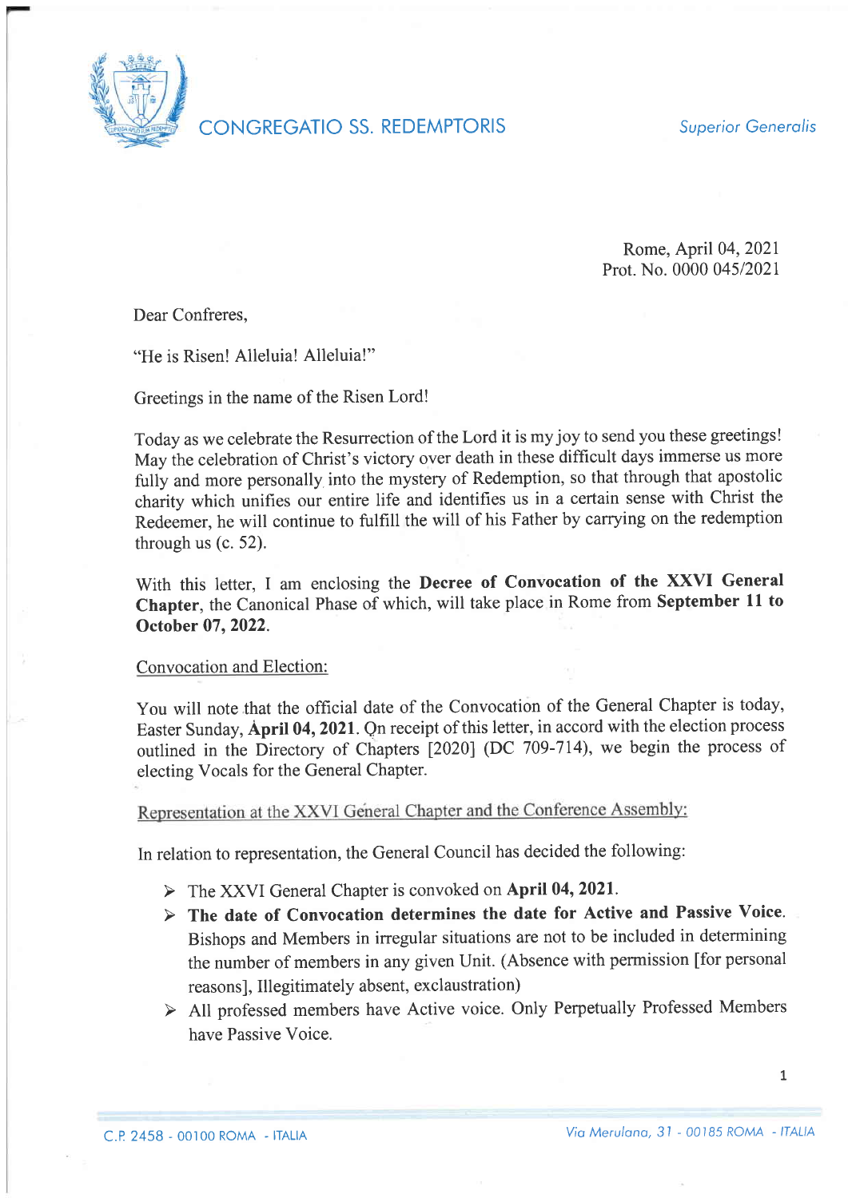CONGREGATIO SS. REDEMPTORIS

*Superior Generalis*

Rome, April 04, 2021
Prot. No. 0000 045/2021

Dear Confreres,

"He is Risen! Alleluia! Alleluia!"

Greetings in the name of the Risen Lord!

Today as we celebrate the Resurrection of the Lord it is my joy to send you these greetings! May the celebration of Christ's victory over death in these difficult days immerse us more fully and more personally into the mystery of Redemption, so that through that apostolic charity which unifies our entire life and identifies us in a certain sense with Christ the Redeemer, he will continue to fulfill the will of his Father by carrying on the redemption through us (c. 52).

With this letter, I am enclosing the **Decree of Convocation of the XXVI General Chapter**, the Canonical Phase of which, will take place in Rome from **September 11 to October 07, 2022**.

<u>Convocation and Election:</u>

You will note that the official date of the Convocation of the General Chapter is today, Easter Sunday, **April 04, 2021**. On receipt of this letter, in accord with the election process outlined in the Directory of Chapters [2020] (DC 709-714), we begin the process of electing Vocals for the General Chapter.

<u>Representation at the XXVI General Chapter and the Conference Assembly:</u>

In relation to representation, the General Council has decided the following:

- The XXVI General Chapter is convoked on **April 04, 2021**.
- **The date of Convocation determines the date for Active and Passive Voice.** Bishops and Members in irregular situations are not to be included in determining the number of members in any given Unit. (Absence with permission [for personal reasons], Illegitimately absent, exclaustration)
- All professed members have Active voice. Only Perpetually Professed Members have Passive Voice.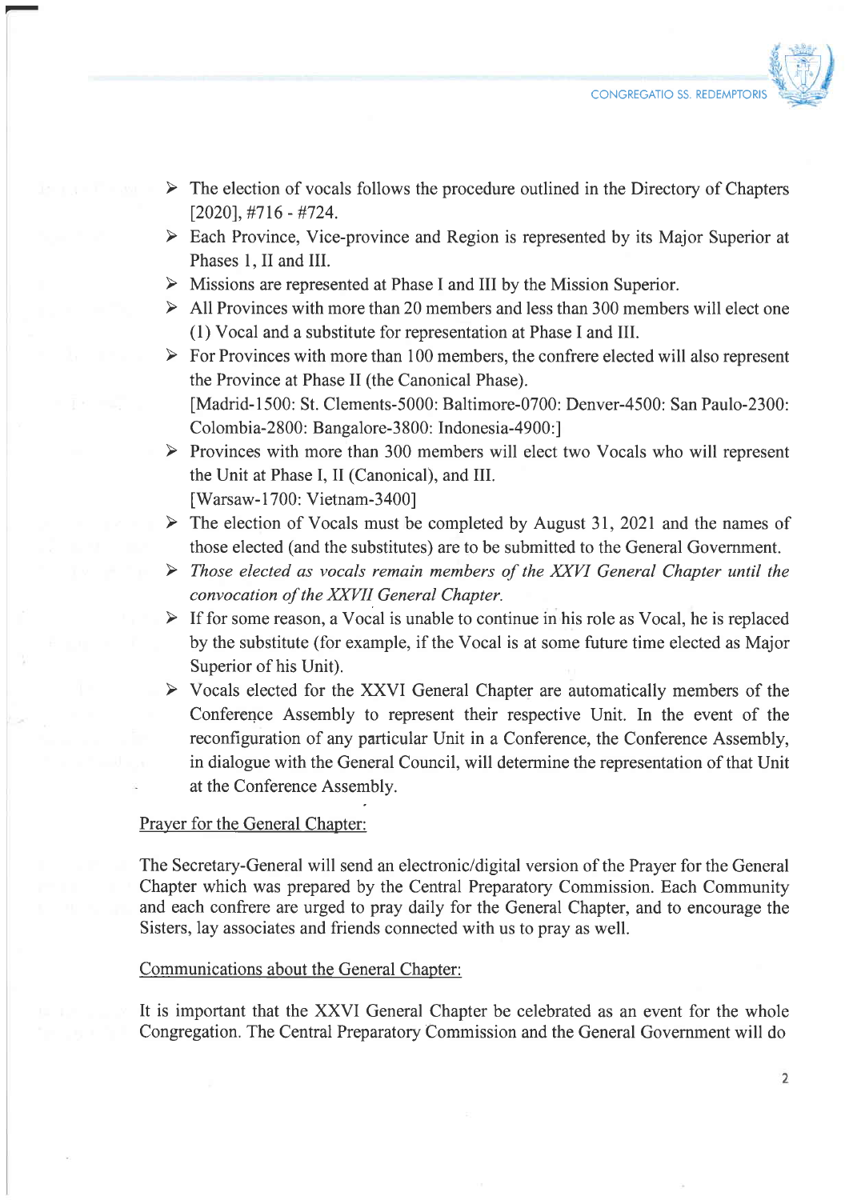- The election of vocals follows the procedure outlined in the Directory of Chapters [2020], #716 - #724.
- Each Province, Vice-province and Region is represented by its Major Superior at Phases 1, II and III.
- Missions are represented at Phase I and III by the Mission Superior.
- All Provinces with more than 20 members and less than 300 members will elect one (1) Vocal and a substitute for representation at Phase I and III.
- For Provinces with more than 100 members, the confrere elected will also represent the Province at Phase II (the Canonical Phase).
  [Madrid-1500: St. Clements-5000: Baltimore-0700: Denver-4500: San Paulo-2300: Colombia-2800: Bangalore-3800: Indonesia-4900:]
- Provinces with more than 300 members will elect two Vocals who will represent the Unit at Phase I, II (Canonical), and III.
  [Warsaw-1700: Vietnam-3400]
- The election of Vocals must be completed by August 31, 2021 and the names of those elected (and the substitutes) are to be submitted to the General Government.
- *Those elected as vocals remain members of the XXVI General Chapter until the convocation of the XXVII General Chapter.*
- If for some reason, a Vocal is unable to continue in his role as Vocal, he is replaced by the substitute (for example, if the Vocal is at some future time elected as Major Superior of his Unit).
- Vocals elected for the XXVI General Chapter are automatically members of the Conference Assembly to represent their respective Unit. In the event of the reconfiguration of any particular Unit in a Conference, the Conference Assembly, in dialogue with the General Council, will determine the representation of that Unit at the Conference Assembly.

<u>Prayer for the General Chapter:</u>

The Secretary-General will send an electronic/digital version of the Prayer for the General Chapter which was prepared by the Central Preparatory Commission. Each Community and each confrere are urged to pray daily for the General Chapter, and to encourage the Sisters, lay associates and friends connected with us to pray as well.

<u>Communications about the General Chapter:</u>

It is important that the XXVI General Chapter be celebrated as an event for the whole Congregation. The Central Preparatory Commission and the General Government will do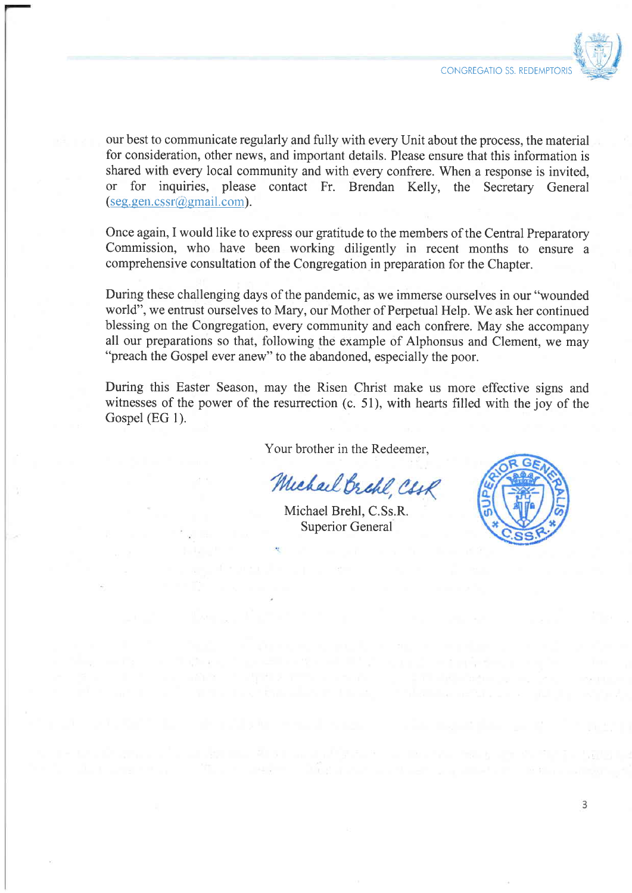our best to communicate regularly and fully with every Unit about the process, the material for consideration, other news, and important details. Please ensure that this information is shared with every local community and with every confrere. When a response is invited, or for inquiries, please contact Fr. Brendan Kelly, the Secretary General (seg.gen.cssr@gmail.com).

Once again, I would like to express our gratitude to the members of the Central Preparatory Commission, who have been working diligently in recent months to ensure a comprehensive consultation of the Congregation in preparation for the Chapter.

During these challenging days of the pandemic, as we immerse ourselves in our "wounded world", we entrust ourselves to Mary, our Mother of Perpetual Help. We ask her continued blessing on the Congregation, every community and each confrere. May she accompany all our preparations so that, following the example of Alphonsus and Clement, we may "preach the Gospel ever anew" to the abandoned, especially the poor.

During this Easter Season, may the Risen Christ make us more effective signs and witnesses of the power of the resurrection (c. 51), with hearts filled with the joy of the Gospel (EG 1).

Your brother in the Redeemer,

Michael Brehl, C.Ss.R.

Michael Brehl, C.Ss.R.
Superior General

SUPERIOR GENERALIS C.SS.R.